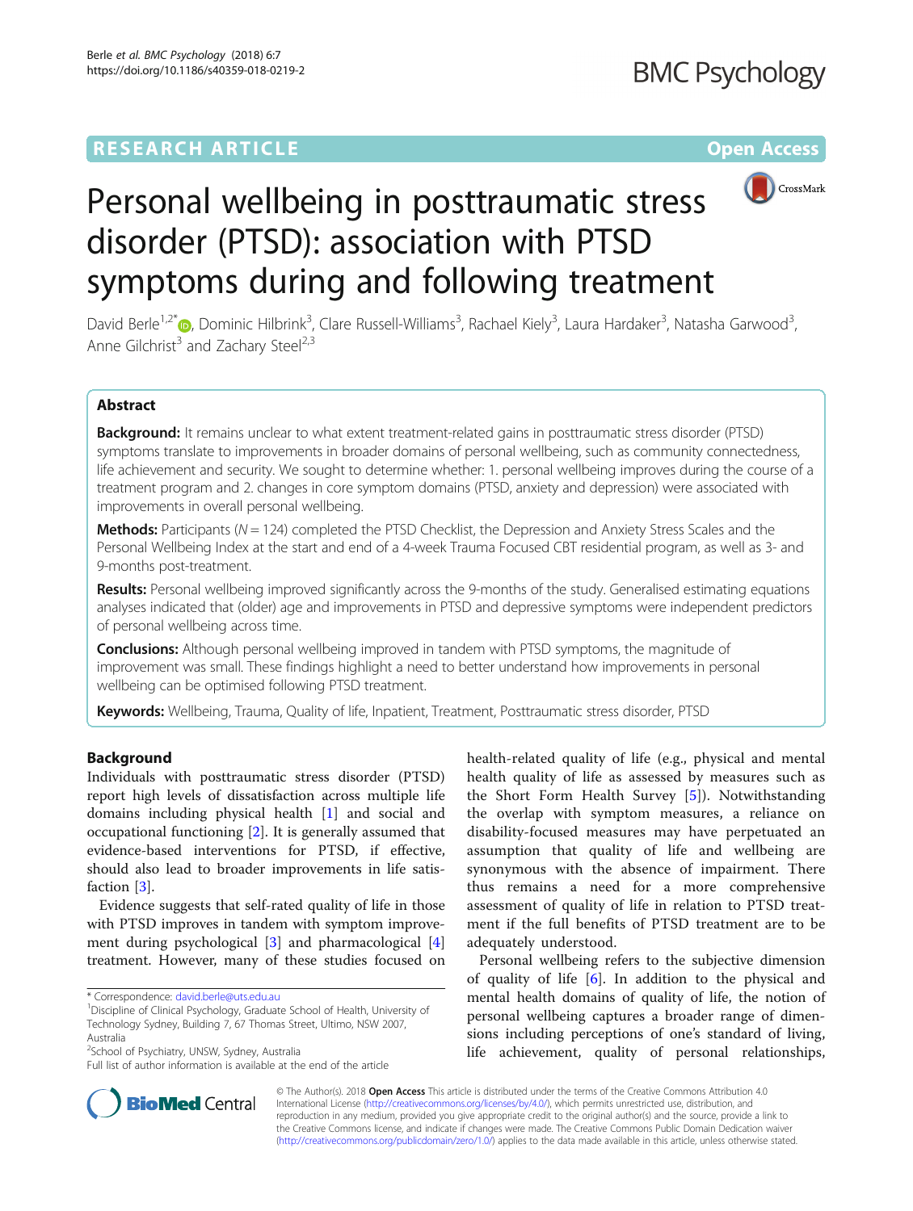RESEARCH ARTICLE

Open Access

# Personal wellbeing in posttraumatic stress disorder (PTSD): association with PTSD symptoms during and following treatment

David Berle[1,2*], Dominic Hilbrink[3], Clare Russell-Williams[3], Rachael Kiely[3], Laura Hardaker[3], Natasha Garwood[3], Anne Gilchrist[3] and Zachary Steel[2,3]

## Abstract

**Background:** It remains unclear to what extent treatment-related gains in posttraumatic stress disorder (PTSD) symptoms translate to improvements in broader domains of personal wellbeing, such as community connectedness, life achievement and security. We sought to determine whether: 1. personal wellbeing improves during the course of a treatment program and 2. changes in core symptom domains (PTSD, anxiety and depression) were associated with improvements in overall personal wellbeing.

**Methods:** Participants ($N = 124$) completed the PTSD Checklist, the Depression and Anxiety Stress Scales and the Personal Wellbeing Index at the start and end of a 4-week Trauma Focused CBT residential program, as well as 3- and 9-months post-treatment.

**Results:** Personal wellbeing improved significantly across the 9-months of the study. Generalised estimating equations analyses indicated that (older) age and improvements in PTSD and depressive symptoms were independent predictors of personal wellbeing across time.

**Conclusions:** Although personal wellbeing improved in tandem with PTSD symptoms, the magnitude of improvement was small. These findings highlight a need to better understand how improvements in personal wellbeing can be optimised following PTSD treatment.

**Keywords:** Wellbeing, Trauma, Quality of life, Inpatient, Treatment, Posttraumatic stress disorder, PTSD

## Background

Individuals with posttraumatic stress disorder (PTSD) report high levels of dissatisfaction across multiple life domains including physical health [1] and social and occupational functioning [2]. It is generally assumed that evidence-based interventions for PTSD, if effective, should also lead to broader improvements in life satisfaction [3].

Evidence suggests that self-rated quality of life in those with PTSD improves in tandem with symptom improvement during psychological [3] and pharmacological [4] treatment. However, many of these studies focused on health-related quality of life (e.g., physical and mental health quality of life as assessed by measures such as the Short Form Health Survey [5]). Notwithstanding the overlap with symptom measures, a reliance on disability-focused measures may have perpetuated an assumption that quality of life and wellbeing are synonymous with the absence of impairment. There thus remains a need for a more comprehensive assessment of quality of life in relation to PTSD treatment if the full benefits of PTSD treatment are to be adequately understood.

Personal wellbeing refers to the subjective dimension of quality of life [6]. In addition to the physical and mental health domains of quality of life, the notion of personal wellbeing captures a broader range of dimensions including perceptions of one's standard of living, life achievement, quality of personal relationships,

\* Correspondence: david.berle@uts.edu.au
[1]Discipline of Clinical Psychology, Graduate School of Health, University of Technology Sydney, Building 7, 67 Thomas Street, Ultimo, NSW 2007, Australia
[2]School of Psychiatry, UNSW, Sydney, Australia
Full list of author information is available at the end of the article

© The Author(s). 2018 **Open Access** This article is distributed under the terms of the Creative Commons Attribution 4.0 International License (http://creativecommons.org/licenses/by/4.0/), which permits unrestricted use, distribution, and reproduction in any medium, provided you give appropriate credit to the original author(s) and the source, provide a link to the Creative Commons license, and indicate if changes were made. The Creative Commons Public Domain Dedication waiver (http://creativecommons.org/publicdomain/zero/1.0/) applies to the data made available in this article, unless otherwise stated.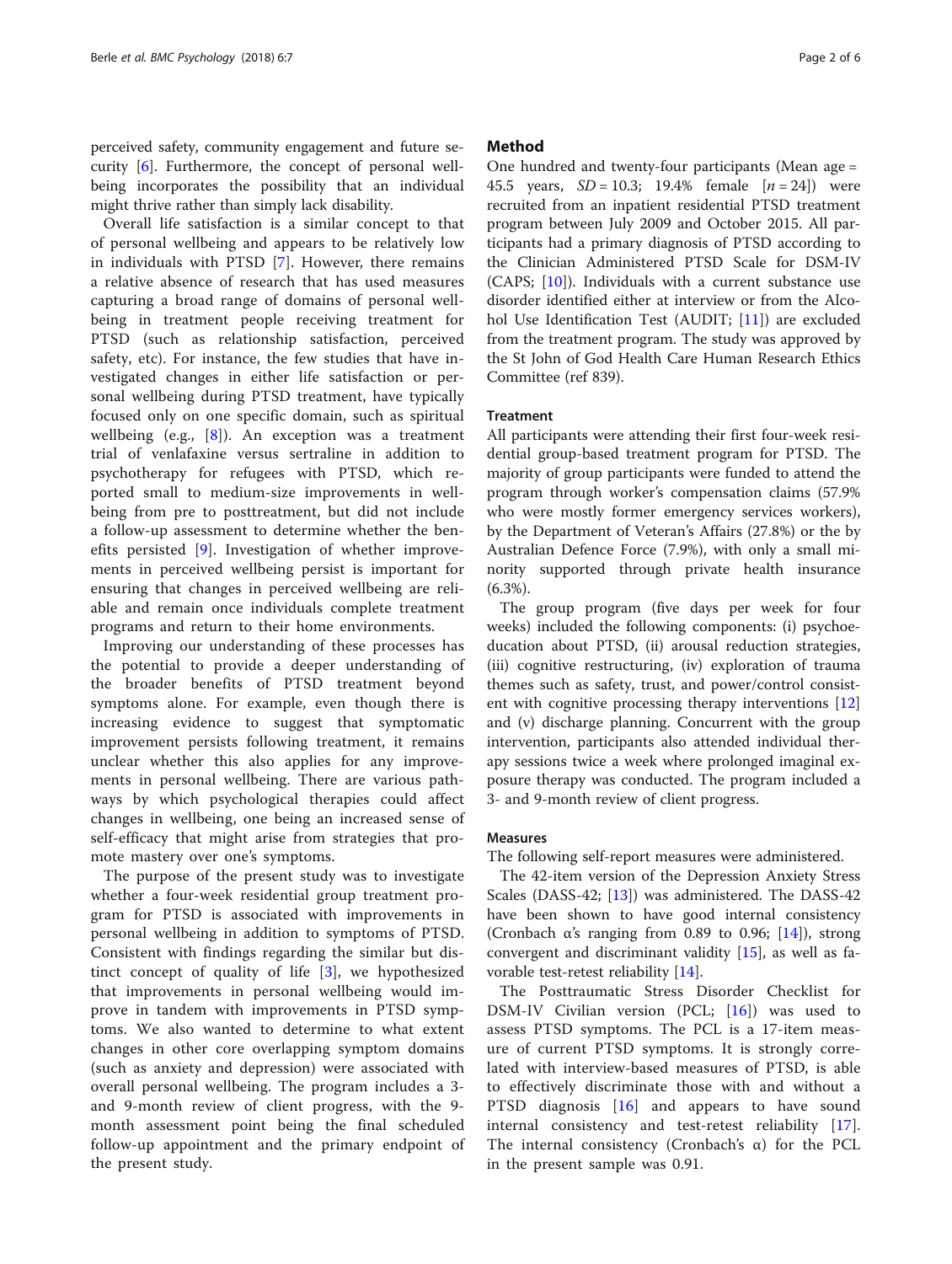perceived safety, community engagement and future security [6]. Furthermore, the concept of personal wellbeing incorporates the possibility that an individual might thrive rather than simply lack disability.

Overall life satisfaction is a similar concept to that of personal wellbeing and appears to be relatively low in individuals with PTSD [7]. However, there remains a relative absence of research that has used measures capturing a broad range of domains of personal wellbeing in treatment people receiving treatment for PTSD (such as relationship satisfaction, perceived safety, etc). For instance, the few studies that have investigated changes in either life satisfaction or personal wellbeing during PTSD treatment, have typically focused only on one specific domain, such as spiritual wellbeing (e.g., [8]). An exception was a treatment trial of venlafaxine versus sertraline in addition to psychotherapy for refugees with PTSD, which reported small to medium-size improvements in wellbeing from pre to posttreatment, but did not include a follow-up assessment to determine whether the benefits persisted [9]. Investigation of whether improvements in perceived wellbeing persist is important for ensuring that changes in perceived wellbeing are reliable and remain once individuals complete treatment programs and return to their home environments.

Improving our understanding of these processes has the potential to provide a deeper understanding of the broader benefits of PTSD treatment beyond symptoms alone. For example, even though there is increasing evidence to suggest that symptomatic improvement persists following treatment, it remains unclear whether this also applies for any improvements in personal wellbeing. There are various pathways by which psychological therapies could affect changes in wellbeing, one being an increased sense of self-efficacy that might arise from strategies that promote mastery over one's symptoms.

The purpose of the present study was to investigate whether a four-week residential group treatment program for PTSD is associated with improvements in personal wellbeing in addition to symptoms of PTSD. Consistent with findings regarding the similar but distinct concept of quality of life [3], we hypothesized that improvements in personal wellbeing would improve in tandem with improvements in PTSD symptoms. We also wanted to determine to what extent changes in other core overlapping symptom domains (such as anxiety and depression) were associated with overall personal wellbeing. The program includes a 3- and 9-month review of client progress, with the 9-month assessment point being the final scheduled follow-up appointment and the primary endpoint of the present study.

## Method

One hundred and twenty-four participants (Mean age = 45.5 years, *SD* = 10.3; 19.4% female [*n* = 24]) were recruited from an inpatient residential PTSD treatment program between July 2009 and October 2015. All participants had a primary diagnosis of PTSD according to the Clinician Administered PTSD Scale for DSM-IV (CAPS; [10]). Individuals with a current substance use disorder identified either at interview or from the Alcohol Use Identification Test (AUDIT; [11]) are excluded from the treatment program. The study was approved by the St John of God Health Care Human Research Ethics Committee (ref 839).

### Treatment

All participants were attending their first four-week residential group-based treatment program for PTSD. The majority of group participants were funded to attend the program through worker's compensation claims (57.9% who were mostly former emergency services workers), by the Department of Veteran's Affairs (27.8%) or the by Australian Defence Force (7.9%), with only a small minority supported through private health insurance (6.3%).

The group program (five days per week for four weeks) included the following components: (i) psychoeducation about PTSD, (ii) arousal reduction strategies, (iii) cognitive restructuring, (iv) exploration of trauma themes such as safety, trust, and power/control consistent with cognitive processing therapy interventions [12] and (v) discharge planning. Concurrent with the group intervention, participants also attended individual therapy sessions twice a week where prolonged imaginal exposure therapy was conducted. The program included a 3- and 9-month review of client progress.

### Measures

The following self-report measures were administered.

The 42-item version of the Depression Anxiety Stress Scales (DASS-42; [13]) was administered. The DASS-42 have been shown to have good internal consistency (Cronbach α's ranging from 0.89 to 0.96; [14]), strong convergent and discriminant validity [15], as well as favorable test-retest reliability [14].

The Posttraumatic Stress Disorder Checklist for DSM-IV Civilian version (PCL; [16]) was used to assess PTSD symptoms. The PCL is a 17-item measure of current PTSD symptoms. It is strongly correlated with interview-based measures of PTSD, is able to effectively discriminate those with and without a PTSD diagnosis [16] and appears to have sound internal consistency and test-retest reliability [17]. The internal consistency (Cronbach's α) for the PCL in the present sample was 0.91.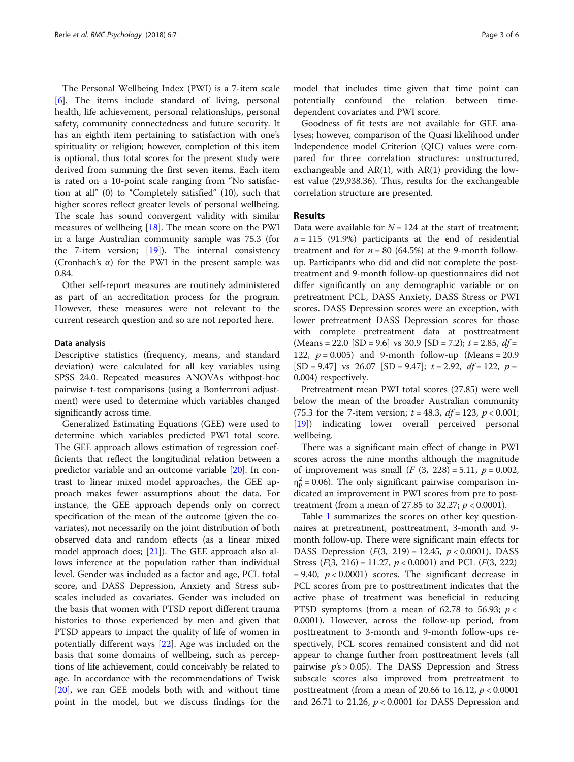The Personal Wellbeing Index (PWI) is a 7-item scale [6]. The items include standard of living, personal health, life achievement, personal relationships, personal safety, community connectedness and future security. It has an eighth item pertaining to satisfaction with one's spirituality or religion; however, completion of this item is optional, thus total scores for the present study were derived from summing the first seven items. Each item is rated on a 10-point scale ranging from "No satisfaction at all" (0) to "Completely satisfied" (10), such that higher scores reflect greater levels of personal wellbeing. The scale has sound convergent validity with similar measures of wellbeing [18]. The mean score on the PWI in a large Australian community sample was 75.3 (for the 7-item version; [19]). The internal consistency (Cronbach's α) for the PWI in the present sample was 0.84.

Other self-report measures are routinely administered as part of an accreditation process for the program. However, these measures were not relevant to the current research question and so are not reported here.

### Data analysis

Descriptive statistics (frequency, means, and standard deviation) were calculated for all key variables using SPSS 24.0. Repeated measures ANOVAs withpost-hoc pairwise t-test comparisons (using a Bonferrroni adjustment) were used to determine which variables changed significantly across time.

Generalized Estimating Equations (GEE) were used to determine which variables predicted PWI total score. The GEE approach allows estimation of regression coefficients that reflect the longitudinal relation between a predictor variable and an outcome variable [20]. In contrast to linear mixed model approaches, the GEE approach makes fewer assumptions about the data. For instance, the GEE approach depends only on correct specification of the mean of the outcome (given the covariates), not necessarily on the joint distribution of both observed data and random effects (as a linear mixed model approach does; [21]). The GEE approach also allows inference at the population rather than individual level. Gender was included as a factor and age, PCL total score, and DASS Depression, Anxiety and Stress subscales included as covariates. Gender was included on the basis that women with PTSD report different trauma histories to those experienced by men and given that PTSD appears to impact the quality of life of women in potentially different ways [22]. Age was included on the basis that some domains of wellbeing, such as perceptions of life achievement, could conceivably be related to age. In accordance with the recommendations of Twisk [20], we ran GEE models both with and without time point in the model, but we discuss findings for the model that includes time given that time point can potentially confound the relation between time-dependent covariates and PWI score.

Goodness of fit tests are not available for GEE analyses; however, comparison of the Quasi likelihood under Independence model Criterion (QIC) values were compared for three correlation structures: unstructured, exchangeable and AR(1), with AR(1) providing the lowest value (29,938.36). Thus, results for the exchangeable correlation structure are presented.

## Results

Data were available for $N = 124$ at the start of treatment; $n = 115$ (91.9%) participants at the end of residential treatment and for $n = 80$ (64.5%) at the 9-month follow-up. Participants who did and did not complete the posttreatment and 9-month follow-up questionnaires did not differ significantly on any demographic variable or on pretreatment PCL, DASS Anxiety, DASS Stress or PWI scores. DASS Depression scores were an exception, with lower pretreatment DASS Depression scores for those with complete pretreatment data at posttreatment (Means = 22.0 [SD = 9.6] vs 30.9 [SD = 7.2]; $t = 2.85$, $df = 122$, $p = 0.005$) and 9-month follow-up (Means = 20.9 [SD = 9.47] vs 26.07 [SD = 9.47]; $t = 2.92$, $df = 122$, $p = 0.004$) respectively.

Pretreatment mean PWI total scores (27.85) were well below the mean of the broader Australian community (75.3 for the 7-item version; $t = 48.3$, $df = 123$, $p < 0.001$; [19]) indicating lower overall perceived personal wellbeing.

There was a significant main effect of change in PWI scores across the nine months although the magnitude of improvement was small ($F\ (3,\ 228) = 5.11$, $p = 0.002$, $\eta_p^2 = 0.06$). The only significant pairwise comparison indicated an improvement in PWI scores from pre to posttreatment (from a mean of 27.85 to 32.27; $p < 0.0001$).

Table 1 summarizes the scores on other key questionnaires at pretreatment, posttreatment, 3-month and 9-month follow-up. There were significant main effects for DASS Depression ($F(3,\ 219) = 12.45$, $p < 0.0001$), DASS Stress ($F(3,\ 216) = 11.27$, $p < 0.0001$) and PCL ($F(3,\ 222) = 9.40$, $p < 0.0001$) scores. The significant decrease in PCL scores from pre to posttreatment indicates that the active phase of treatment was beneficial in reducing PTSD symptoms (from a mean of 62.78 to 56.93; $p < 0.0001$). However, across the follow-up period, from posttreatment to 3-month and 9-month follow-ups respectively, PCL scores remained consistent and did not appear to change further from posttreatment levels (all pairwise $p$'s > 0.05). The DASS Depression and Stress subscale scores also improved from pretreatment to posttreatment (from a mean of 20.66 to 16.12, $p < 0.0001$ and 26.71 to 21.26, $p < 0.0001$ for DASS Depression and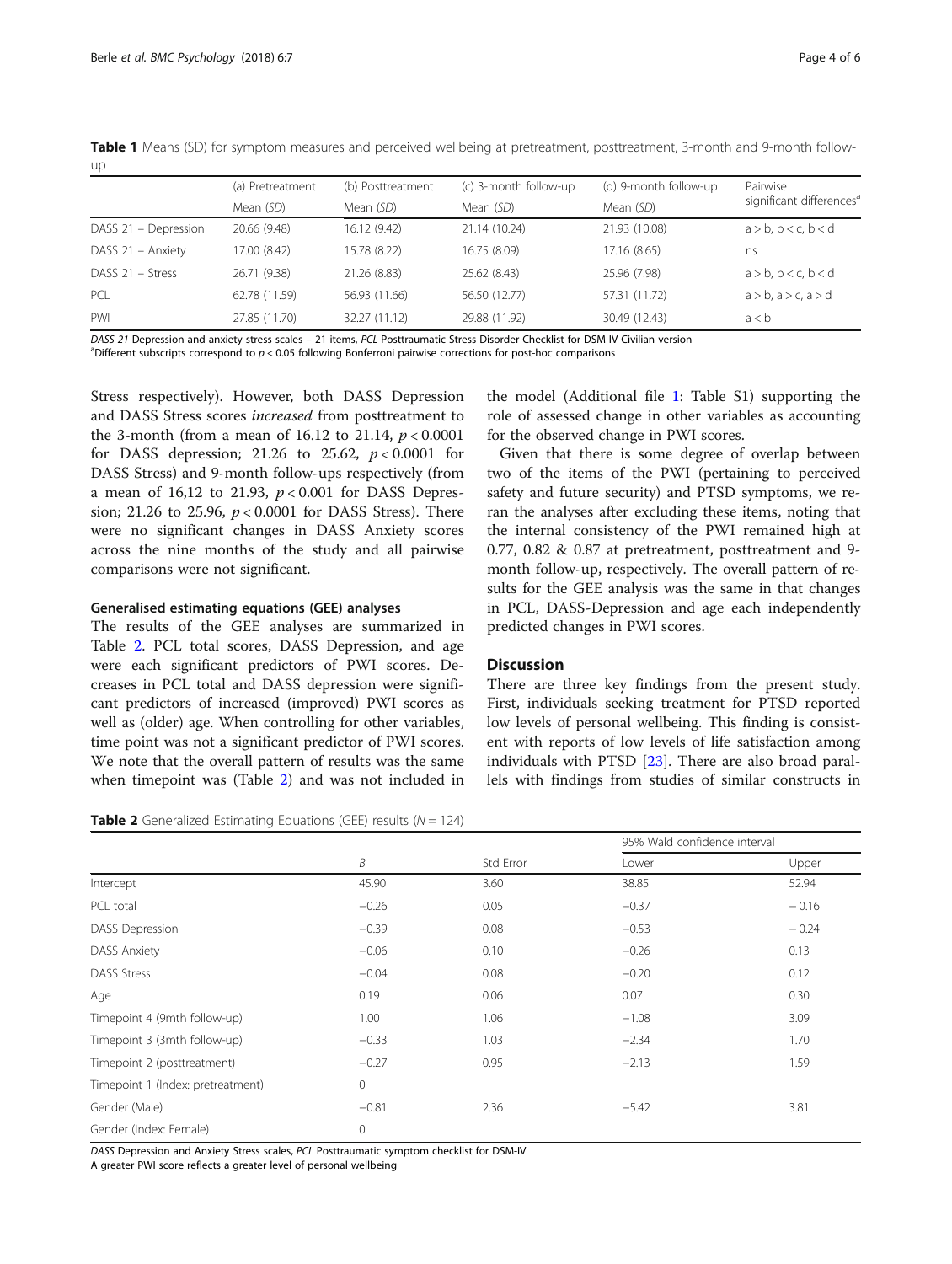**Table 1** Means (SD) for symptom measures and perceived wellbeing at pretreatment, posttreatment, 3-month and 9-month follow-up

| | (a) Pretreatment | (b) Posttreatment | (c) 3-month follow-up | (d) 9-month follow-up | Pairwise |
|---|---|---|---|---|---|
| | Mean (*SD*) | Mean (*SD*) | Mean (*SD*) | Mean (*SD*) | significant differences[a] |
| DASS 21 – Depression | 20.66 (9.48) | 16.12 (9.42) | 21.14 (10.24) | 21.93 (10.08) | a > b, b < c, b < d |
| DASS 21 – Anxiety | 17.00 (8.42) | 15.78 (8.22) | 16.75 (8.09) | 17.16 (8.65) | ns |
| DASS 21 – Stress | 26.71 (9.38) | 21.26 (8.83) | 25.62 (8.43) | 25.96 (7.98) | a > b, b < c, b < d |
| PCL | 62.78 (11.59) | 56.93 (11.66) | 56.50 (12.77) | 57.31 (11.72) | a > b, a > c, a > d |
| PWI | 27.85 (11.70) | 32.27 (11.12) | 29.88 (11.92) | 30.49 (12.43) | a < b |

*DASS 21* Depression and anxiety stress scales – 21 items, *PCL* Posttraumatic Stress Disorder Checklist for DSM-IV Civilian version
[a]Different subscripts correspond to $p < 0.05$ following Bonferroni pairwise corrections for post-hoc comparisons

Stress respectively). However, both DASS Depression and DASS Stress scores *increased* from posttreatment to the 3-month (from a mean of 16.12 to 21.14, $p < 0.0001$ for DASS depression; 21.26 to 25.62, $p < 0.0001$ for DASS Stress) and 9-month follow-ups respectively (from a mean of 16,12 to 21.93, $p < 0.001$ for DASS Depression; 21.26 to 25.96, $p < 0.0001$ for DASS Stress). There were no significant changes in DASS Anxiety scores across the nine months of the study and all pairwise comparisons were not significant.

#### Generalised estimating equations (GEE) analyses

The results of the GEE analyses are summarized in Table 2. PCL total scores, DASS Depression, and age were each significant predictors of PWI scores. Decreases in PCL total and DASS depression were significant predictors of increased (improved) PWI scores as well as (older) age. When controlling for other variables, time point was not a significant predictor of PWI scores. We note that the overall pattern of results was the same when timepoint was (Table 2) and was not included in the model (Additional file 1: Table S1) supporting the role of assessed change in other variables as accounting for the observed change in PWI scores.

Given that there is some degree of overlap between two of the items of the PWI (pertaining to perceived safety and future security) and PTSD symptoms, we reran the analyses after excluding these items, noting that the internal consistency of the PWI remained high at 0.77, 0.82 & 0.87 at pretreatment, posttreatment and 9-month follow-up, respectively. The overall pattern of results for the GEE analysis was the same in that changes in PCL, DASS-Depression and age each independently predicted changes in PWI scores.

## Discussion

There are three key findings from the present study. First, individuals seeking treatment for PTSD reported low levels of personal wellbeing. This finding is consistent with reports of low levels of life satisfaction among individuals with PTSD [23]. There are also broad parallels with findings from studies of similar constructs in

**Table 2** Generalized Estimating Equations (GEE) results ($N = 124$)

| | | | 95% Wald confidence interval | |
|---|---|---|---|---|
| | *B* | Std Error | Lower | Upper |
| Intercept | 45.90 | 3.60 | 38.85 | 52.94 |
| PCL total | −0.26 | 0.05 | −0.37 | − 0.16 |
| DASS Depression | −0.39 | 0.08 | −0.53 | − 0.24 |
| DASS Anxiety | −0.06 | 0.10 | −0.26 | 0.13 |
| DASS Stress | −0.04 | 0.08 | −0.20 | 0.12 |
| Age | 0.19 | 0.06 | 0.07 | 0.30 |
| Timepoint 4 (9mth follow-up) | 1.00 | 1.06 | −1.08 | 3.09 |
| Timepoint 3 (3mth follow-up) | −0.33 | 1.03 | −2.34 | 1.70 |
| Timepoint 2 (posttreatment) | −0.27 | 0.95 | −2.13 | 1.59 |
| Timepoint 1 (Index: pretreatment) | 0 | | | |
| Gender (Male) | −0.81 | 2.36 | −5.42 | 3.81 |
| Gender (Index: Female) | 0 | | | |

*DASS* Depression and Anxiety Stress scales, *PCL* Posttraumatic symptom checklist for DSM-IV
A greater PWI score reflects a greater level of personal wellbeing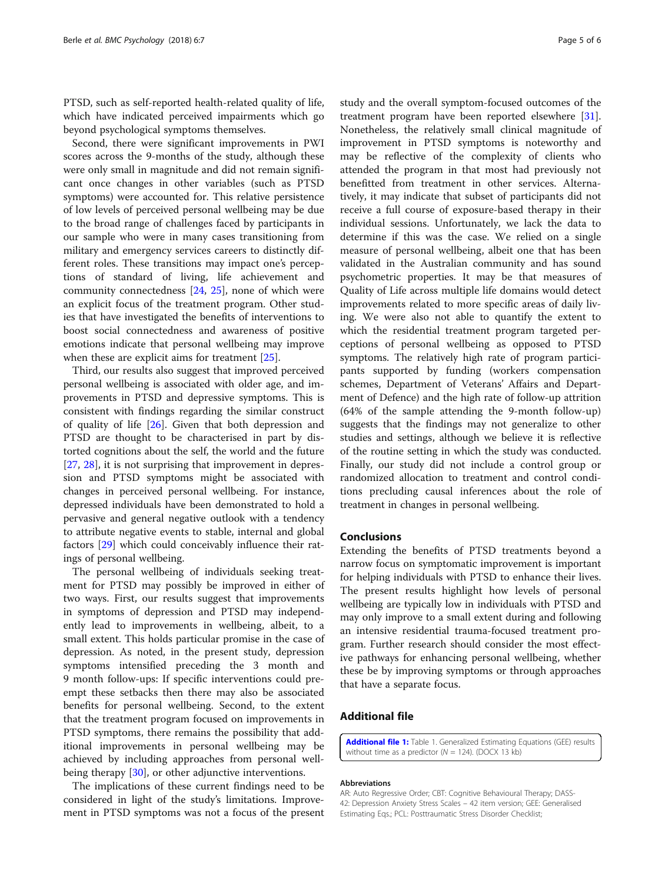PTSD, such as self-reported health-related quality of life, which have indicated perceived impairments which go beyond psychological symptoms themselves.

Second, there were significant improvements in PWI scores across the 9-months of the study, although these were only small in magnitude and did not remain significant once changes in other variables (such as PTSD symptoms) were accounted for. This relative persistence of low levels of perceived personal wellbeing may be due to the broad range of challenges faced by participants in our sample who were in many cases transitioning from military and emergency services careers to distinctly different roles. These transitions may impact one's perceptions of standard of living, life achievement and community connectedness [24, 25], none of which were an explicit focus of the treatment program. Other studies that have investigated the benefits of interventions to boost social connectedness and awareness of positive emotions indicate that personal wellbeing may improve when these are explicit aims for treatment [25].

Third, our results also suggest that improved perceived personal wellbeing is associated with older age, and improvements in PTSD and depressive symptoms. This is consistent with findings regarding the similar construct of quality of life [26]. Given that both depression and PTSD are thought to be characterised in part by distorted cognitions about the self, the world and the future [27, 28], it is not surprising that improvement in depression and PTSD symptoms might be associated with changes in perceived personal wellbeing. For instance, depressed individuals have been demonstrated to hold a pervasive and general negative outlook with a tendency to attribute negative events to stable, internal and global factors [29] which could conceivably influence their ratings of personal wellbeing.

The personal wellbeing of individuals seeking treatment for PTSD may possibly be improved in either of two ways. First, our results suggest that improvements in symptoms of depression and PTSD may independently lead to improvements in wellbeing, albeit, to a small extent. This holds particular promise in the case of depression. As noted, in the present study, depression symptoms intensified preceding the 3 month and 9 month follow-ups: If specific interventions could preempt these setbacks then there may also be associated benefits for personal wellbeing. Second, to the extent that the treatment program focused on improvements in PTSD symptoms, there remains the possibility that additional improvements in personal wellbeing may be achieved by including approaches from personal wellbeing therapy [30], or other adjunctive interventions.

The implications of these current findings need to be considered in light of the study's limitations. Improvement in PTSD symptoms was not a focus of the present study and the overall symptom-focused outcomes of the treatment program have been reported elsewhere [31]. Nonetheless, the relatively small clinical magnitude of improvement in PTSD symptoms is noteworthy and may be reflective of the complexity of clients who attended the program in that most had previously not benefitted from treatment in other services. Alternatively, it may indicate that subset of participants did not receive a full course of exposure-based therapy in their individual sessions. Unfortunately, we lack the data to determine if this was the case. We relied on a single measure of personal wellbeing, albeit one that has been validated in the Australian community and has sound psychometric properties. It may be that measures of Quality of Life across multiple life domains would detect improvements related to more specific areas of daily living. We were also not able to quantify the extent to which the residential treatment program targeted perceptions of personal wellbeing as opposed to PTSD symptoms. The relatively high rate of program participants supported by funding (workers compensation schemes, Department of Veterans' Affairs and Department of Defence) and the high rate of follow-up attrition (64% of the sample attending the 9-month follow-up) suggests that the findings may not generalize to other studies and settings, although we believe it is reflective of the routine setting in which the study was conducted. Finally, our study did not include a control group or randomized allocation to treatment and control conditions precluding causal inferences about the role of treatment in changes in personal wellbeing.

## Conclusions

Extending the benefits of PTSD treatments beyond a narrow focus on symptomatic improvement is important for helping individuals with PTSD to enhance their lives. The present results highlight how levels of personal wellbeing are typically low in individuals with PTSD and may only improve to a small extent during and following an intensive residential trauma-focused treatment program. Further research should consider the most effective pathways for enhancing personal wellbeing, whether these be by improving symptoms or through approaches that have a separate focus.

## Additional file

**Additional file 1:** Table 1. Generalized Estimating Equations (GEE) results without time as a predictor ($N$ = 124). (DOCX 13 kb)

#### Abbreviations

AR: Auto Regressive Order; CBT: Cognitive Behavioural Therapy; DASS-42: Depression Anxiety Stress Scales – 42 item version; GEE: Generalised Estimating Eqs.; PCL: Posttraumatic Stress Disorder Checklist;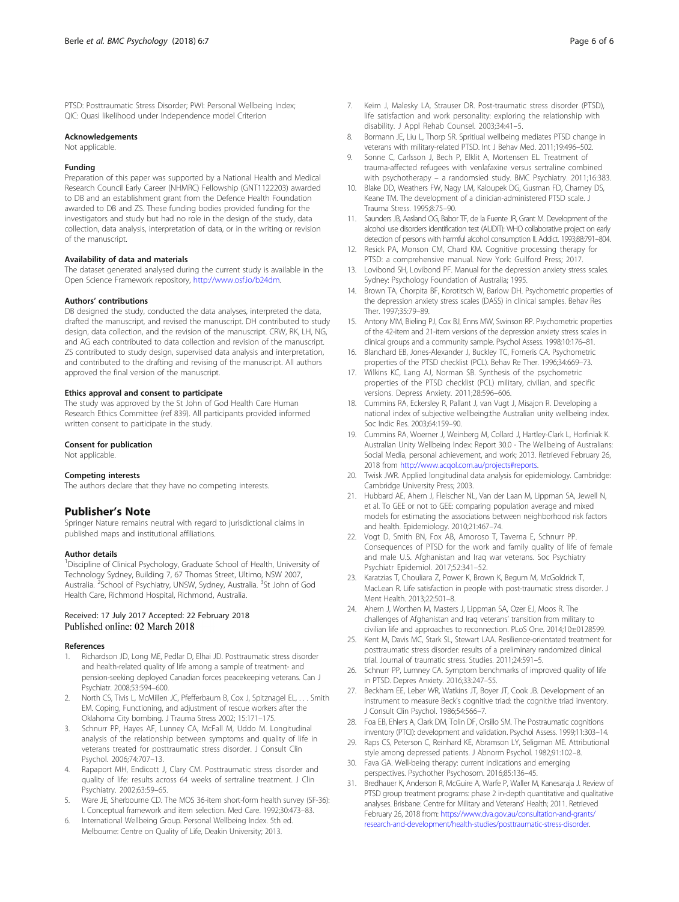PTSD: Posttraumatic Stress Disorder; PWI: Personal Wellbeing Index; QIC: Quasi likelihood under Independence model Criterion

### Acknowledgements

Not applicable.

### Funding

Preparation of this paper was supported by a National Health and Medical Research Council Early Career (NHMRC) Fellowship (GNT1122203) awarded to DB and an establishment grant from the Defence Health Foundation awarded to DB and ZS. These funding bodies provided funding for the investigators and study but had no role in the design of the study, data collection, data analysis, interpretation of data, or in the writing or revision of the manuscript.

### Availability of data and materials

The dataset generated analysed during the current study is available in the Open Science Framework repository, http://www.osf.io/b24dm.

### Authors' contributions

DB designed the study, conducted the data analyses, interpreted the data, drafted the manuscript, and revised the manuscript. DH contributed to study design, data collection, and the revision of the manuscript. CRW, RK, LH, NG, and AG each contributed to data collection and revision of the manuscript. ZS contributed to study design, supervised data analysis and interpretation, and contributed to the drafting and revising of the manuscript. All authors approved the final version of the manuscript.

### Ethics approval and consent to participate

The study was approved by the St John of God Health Care Human Research Ethics Committee (ref 839). All participants provided informed written consent to participate in the study.

### Consent for publication

Not applicable.

### Competing interests

The authors declare that they have no competing interests.

## Publisher's Note

Springer Nature remains neutral with regard to jurisdictional claims in published maps and institutional affiliations.

### Author details

[1]Discipline of Clinical Psychology, Graduate School of Health, University of Technology Sydney, Building 7, 67 Thomas Street, Ultimo, NSW 2007, Australia. [2]School of Psychiatry, UNSW, Sydney, Australia. [3]St John of God Health Care, Richmond Hospital, Richmond, Australia.

Received: 17 July 2017 Accepted: 22 February 2018
Published online: 02 March 2018

### References

1. Richardson JD, Long ME, Pedlar D, Elhai JD. Posttraumatic stress disorder and health-related quality of life among a sample of treatment- and pension-seeking deployed Canadian forces peacekeeping veterans. Can J Psychiatr. 2008;53:594–600.
2. North CS, Tivis L, McMillen JC, Pfefferbaum B, Cox J, Spitznagel EL, . . . Smith EM. Coping, Functioning, and adjustment of rescue workers after the Oklahoma City bombing. J Trauma Stress 2002; 15:171–175.
3. Schnurr PP, Hayes AF, Lunney CA, McFall M, Uddo M. Longitudinal analysis of the relationship between symptoms and quality of life in veterans treated for posttraumatic stress disorder. J Consult Clin Psychol. 2006;74:707–13.
4. Rapaport MH, Endicott J, Clary CM. Posttraumatic stress disorder and quality of life: results across 64 weeks of sertraline treatment. J Clin Psychiatry. 2002;63:59–65.
5. Ware JE, Sherbourne CD. The MOS 36-item short-form health survey (SF-36): I. Conceptual framework and item selection. Med Care. 1992;30:473–83.
6. International Wellbeing Group. Personal Wellbeing Index. 5th ed. Melbourne: Centre on Quality of Life, Deakin University; 2013.
7. Keim J, Malesky LA, Strauser DR. Post-traumatic stress disorder (PTSD), life satisfaction and work personality: exploring the relationship with disability. J Appl Rehab Counsel. 2003;34:41–5.
8. Bormann JE, Liu L, Thorp SR. Spritiual wellbeing mediates PTSD change in veterans with military-related PTSD. Int J Behav Med. 2011;19:496–502.
9. Sonne C, Carlsson J, Bech P, Elklit A, Mortensen EL. Treatment of trauma-affected refugees with venlafaxine versus sertraline combined with psychotherapy – a randomsied study. BMC Psychiatry. 2011;16:383.
10. Blake DD, Weathers FW, Nagy LM, Kaloupek DG, Gusman FD, Charney DS, Keane TM. The development of a clinician-administered PTSD scale. J Trauma Stress. 1995;8:75–90.
11. Saunders JB, Aasland OG, Babor TF, de la Fuente JR, Grant M. Development of the alcohol use disorders identification test (AUDIT): WHO collaborative project on early detection of persons with harmful alcohol consumption II. Addict. 1993;88:791–804.
12. Resick PA, Monson CM, Chard KM. Cognitive processing therapy for PTSD: a comprehensive manual. New York: Guilford Press; 2017.
13. Lovibond SH, Lovibond PF. Manual for the depression anxiety stress scales. Sydney: Psychology Foundation of Australia; 1995.
14. Brown TA, Chorpita BF, Korotitsch W, Barlow DH. Psychometric properties of the depression anxiety stress scales (DASS) in clinical samples. Behav Res Ther. 1997;35:79–89.
15. Antony MM, Bieling PJ, Cox BJ, Enns MW, Swinson RP. Psychometric properties of the 42-item and 21-item versions of the depression anxiety stress scales in clinical groups and a community sample. Psychol Assess. 1998;10:176–81.
16. Blanchard EB, Jones-Alexander J, Buckley TC, Forneris CA. Psychometric properties of the PTSD checklist (PCL). Behav Re Ther. 1996;34:669–73.
17. Wilkins KC, Lang AJ, Norman SB. Synthesis of the psychometric properties of the PTSD checklist (PCL) military, civilian, and specific versions. Depress Anxiety. 2011;28:596–606.
18. Cummins RA, Eckersley R, Pallant J, van Vugt J, Misajon R. Developing a national index of subjective wellbeing:the Australian unity wellbeing index. Soc Indic Res. 2003;64:159–90.
19. Cummins RA, Woerner J, Weinberg M, Collard J, Hartley-Clark L, Horfiniak K. Australian Unity Wellbeing Index: Report 30.0 - The Wellbeing of Australians: Social Media, personal achievement, and work; 2013. Retrieved February 26, 2018 from http://www.acqol.com.au/projects#reports.
20. Twisk JWR. Applied longitudinal data analysis for epidemiology. Cambridge: Cambridge University Press; 2003.
21. Hubbard AE, Ahern J, Fleischer NL, Van der Laan M, Lippman SA, Jewell N, et al. To GEE or not to GEE: comparing population average and mixed models for estimating the associations between neighborhood risk factors and health. Epidemiology. 2010;21:467–74.
22. Vogt D, Smith BN, Fox AB, Amoroso T, Taverna E, Schnurr PP. Consequences of PTSD for the work and family quality of life of female and male U.S. Afghanistan and Iraq war veterans. Soc Psychiatry Psychiatr Epidemiol. 2017;52:341–52.
23. Karatzias T, Chouliara Z, Power K, Brown K, Begum M, McGoldrick T, MacLean R. Life satisfaction in people with post-traumatic stress disorder. J Ment Health. 2013;22:501–8.
24. Ahern J, Worthen M, Masters J, Lippman SA, Ozer EJ, Moos R. The challenges of Afghanistan and Iraq veterans' transition from military to civilian life and approaches to reconnection. PLoS One. 2014;10:e0128599.
25. Kent M, Davis MC, Stark SL, Stewart LAA. Resilience-orientated treatment for posttraumatic stress disorder: results of a preliminary randomized clinical trial. Journal of traumatic stress. Studies. 2011;24:591–5.
26. Schnurr PP, Lumney CA. Symptom benchmarks of improved quality of life in PTSD. Depres Anxiety. 2016;33:247–55.
27. Beckham EE, Leber WR, Watkins JT, Boyer JT, Cook JB. Development of an instrument to measure Beck's cognitive triad: the cognitive triad inventory. J Consult Clin Psychol. 1986;54:566–7.
28. Foa EB, Ehlers A, Clark DM, Tolin DF, Orsillo SM. The Postraumatic cognitions inventory (PTCI): development and validation. Psychol Assess. 1999;11:303–14.
29. Raps CS, Peterson C, Reinhard KE, Abramson LY, Seligman ME. Attributional style among depressed patients. J Abnorm Psychol. 1982;91:102–8.
30. Fava GA. Well-being therapy: current indications and emerging perspectives. Psychother Psychosom. 2016;85:136–45.
31. Bredhauer K, Anderson R, McGuire A, Warfe P, Waller M, Kanesaraja J. Review of PTSD group treatment programs: phase 2 in-depth quantitative and qualitative analyses. Brisbane: Centre for Military and Veterans' Health; 2011. Retrieved February 26, 2018 from: https://www.dva.gov.au/consultation-and-grants/research-and-development/health-studies/posttraumatic-stress-disorder.